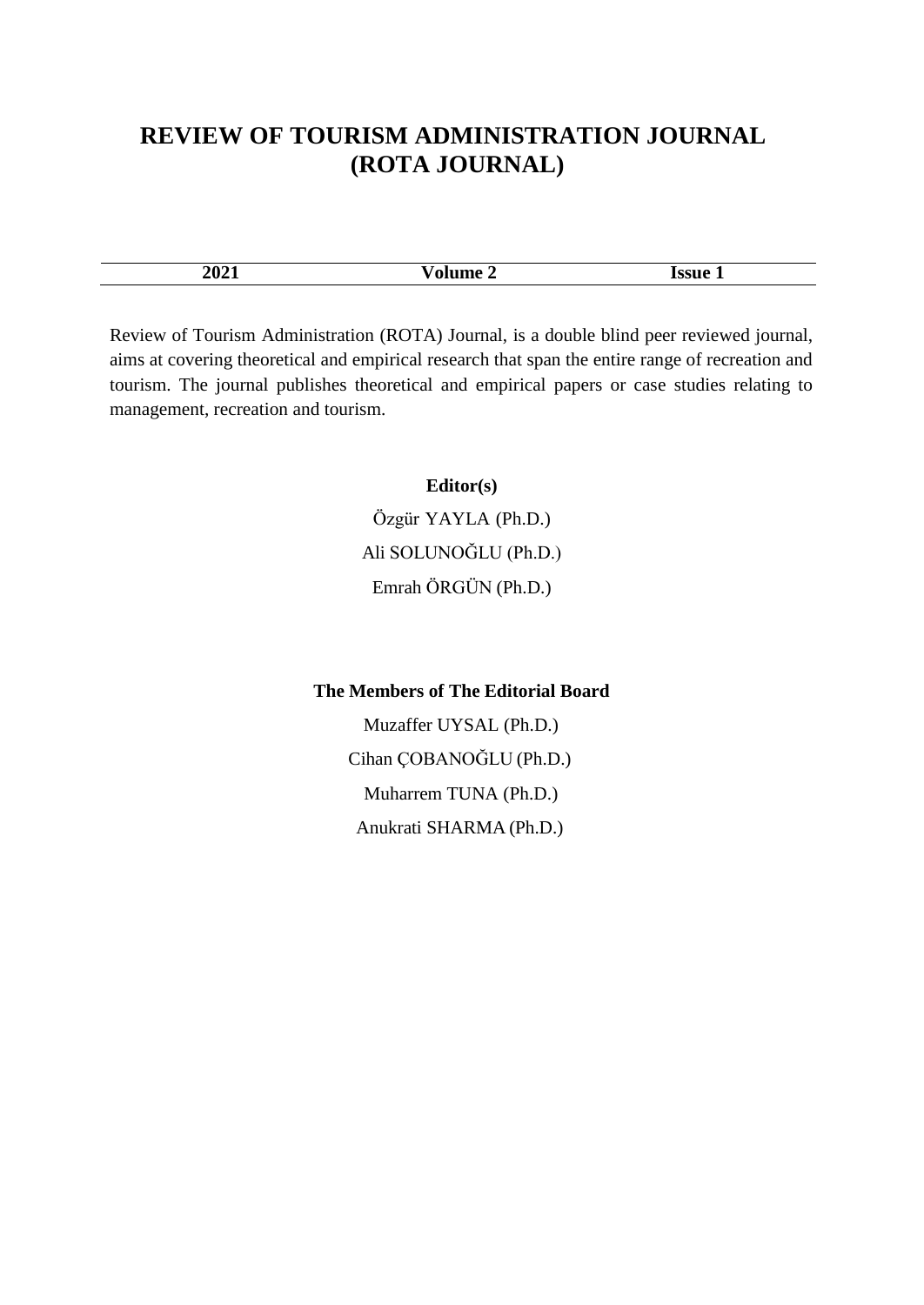# REVIEW OF TOURISM ADMINISTRATION JOURNAL (ROTA JOURNAL)

| 2021 | Volume 2 | Issue 1 |
|---|---|---|

Review of Tourism Administration (ROTA) Journal, is a double blind peer reviewed journal, aims at covering theoretical and empirical research that span the entire range of recreation and tourism. The journal publishes theoretical and empirical papers or case studies relating to management, recreation and tourism.

**Editor(s)**

Özgür YAYLA (Ph.D.)

Ali SOLUNOĞLU (Ph.D.)

Emrah ÖRGÜN (Ph.D.)

**The Members of The Editorial Board**

Muzaffer UYSAL (Ph.D.)

Cihan ÇOBANOĞLU (Ph.D.)

Muharrem TUNA (Ph.D.)

Anukrati SHARMA (Ph.D.)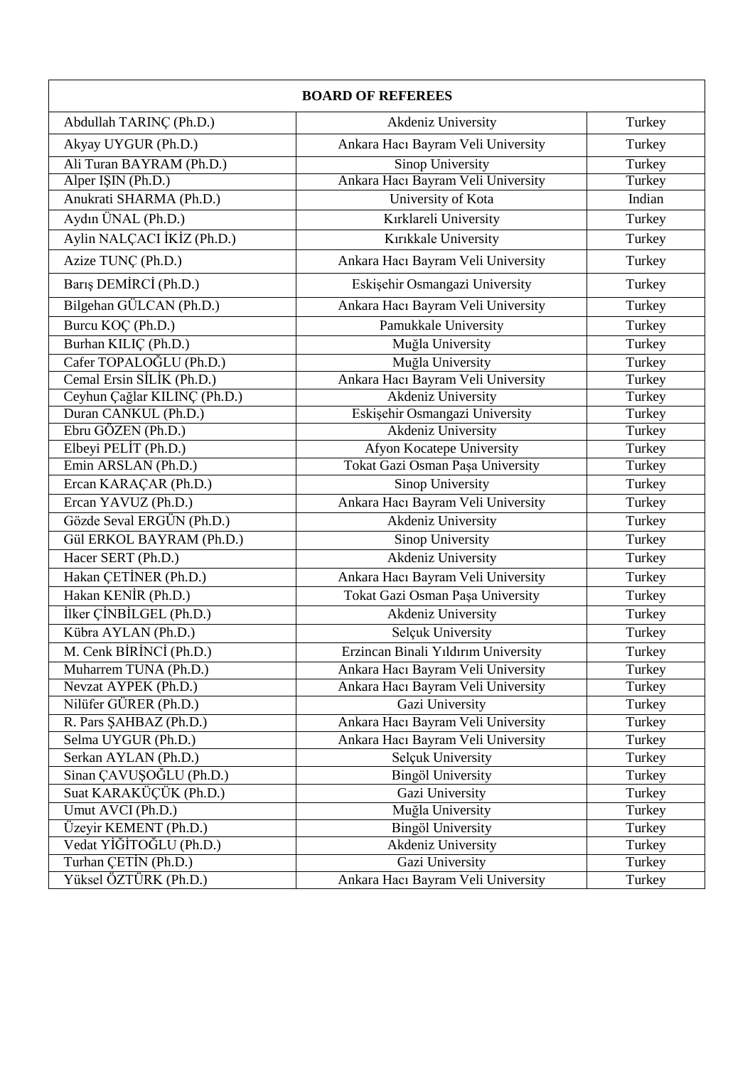**BOARD OF REFEREES**

| | | |
|---|---|---|
| Abdullah TARINÇ (Ph.D.) | Akdeniz University | Turkey |
| Akyay UYGUR (Ph.D.) | Ankara Hacı Bayram Veli University | Turkey |
| Ali Turan BAYRAM (Ph.D.) | Sinop University | Turkey |
| Alper IŞIN (Ph.D.) | Ankara Hacı Bayram Veli University | Turkey |
| Anukrati SHARMA (Ph.D.) | University of Kota | Indian |
| Aydın ÜNAL (Ph.D.) | Kırklareli University | Turkey |
| Aylin NALÇACI İKİZ (Ph.D.) | Kırıkkale University | Turkey |
| Azize TUNÇ (Ph.D.) | Ankara Hacı Bayram Veli University | Turkey |
| Barış DEMİRCİ (Ph.D.) | Eskişehir Osmangazi University | Turkey |
| Bilgehan GÜLCAN (Ph.D.) | Ankara Hacı Bayram Veli University | Turkey |
| Burcu KOÇ (Ph.D.) | Pamukkale University | Turkey |
| Burhan KILIÇ (Ph.D.) | Muğla University | Turkey |
| Cafer TOPALOĞLU (Ph.D.) | Muğla University | Turkey |
| Cemal Ersin SİLİK (Ph.D.) | Ankara Hacı Bayram Veli University | Turkey |
| Ceyhun Çağlar KILINÇ (Ph.D.) | Akdeniz University | Turkey |
| Duran CANKUL (Ph.D.) | Eskişehir Osmangazi University | Turkey |
| Ebru GÖZEN (Ph.D.) | Akdeniz University | Turkey |
| Elbeyi PELİT (Ph.D.) | Afyon Kocatepe University | Turkey |
| Emin ARSLAN (Ph.D.) | Tokat Gazi Osman Paşa University | Turkey |
| Ercan KARAÇAR (Ph.D.) | Sinop University | Turkey |
| Ercan YAVUZ (Ph.D.) | Ankara Hacı Bayram Veli University | Turkey |
| Gözde Seval ERGÜN (Ph.D.) | Akdeniz University | Turkey |
| Gül ERKOL BAYRAM (Ph.D.) | Sinop University | Turkey |
| Hacer SERT (Ph.D.) | Akdeniz University | Turkey |
| Hakan ÇETİNER (Ph.D.) | Ankara Hacı Bayram Veli University | Turkey |
| Hakan KENİR (Ph.D.) | Tokat Gazi Osman Paşa University | Turkey |
| İlker ÇİNBİLGEL (Ph.D.) | Akdeniz University | Turkey |
| Kübra AYLAN (Ph.D.) | Selçuk University | Turkey |
| M. Cenk BİRİNCİ (Ph.D.) | Erzincan Binali Yıldırım University | Turkey |
| Muharrem TUNA (Ph.D.) | Ankara Hacı Bayram Veli University | Turkey |
| Nevzat AYPEK (Ph.D.) | Ankara Hacı Bayram Veli University | Turkey |
| Nilüfer GÜRER (Ph.D.) | Gazi University | Turkey |
| R. Pars ŞAHBAZ (Ph.D.) | Ankara Hacı Bayram Veli University | Turkey |
| Selma UYGUR (Ph.D.) | Ankara Hacı Bayram Veli University | Turkey |
| Serkan AYLAN (Ph.D.) | Selçuk University | Turkey |
| Sinan ÇAVUŞOĞLU (Ph.D.) | Bingöl University | Turkey |
| Suat KARAKÜÇÜK (Ph.D.) | Gazi University | Turkey |
| Umut AVCI (Ph.D.) | Muğla University | Turkey |
| Üzeyir KEMENT (Ph.D.) | Bingöl University | Turkey |
| Vedat YİĞİTOĞLU (Ph.D.) | Akdeniz University | Turkey |
| Turhan ÇETİN (Ph.D.) | Gazi University | Turkey |
| Yüksel ÖZTÜRK (Ph.D.) | Ankara Hacı Bayram Veli University | Turkey |